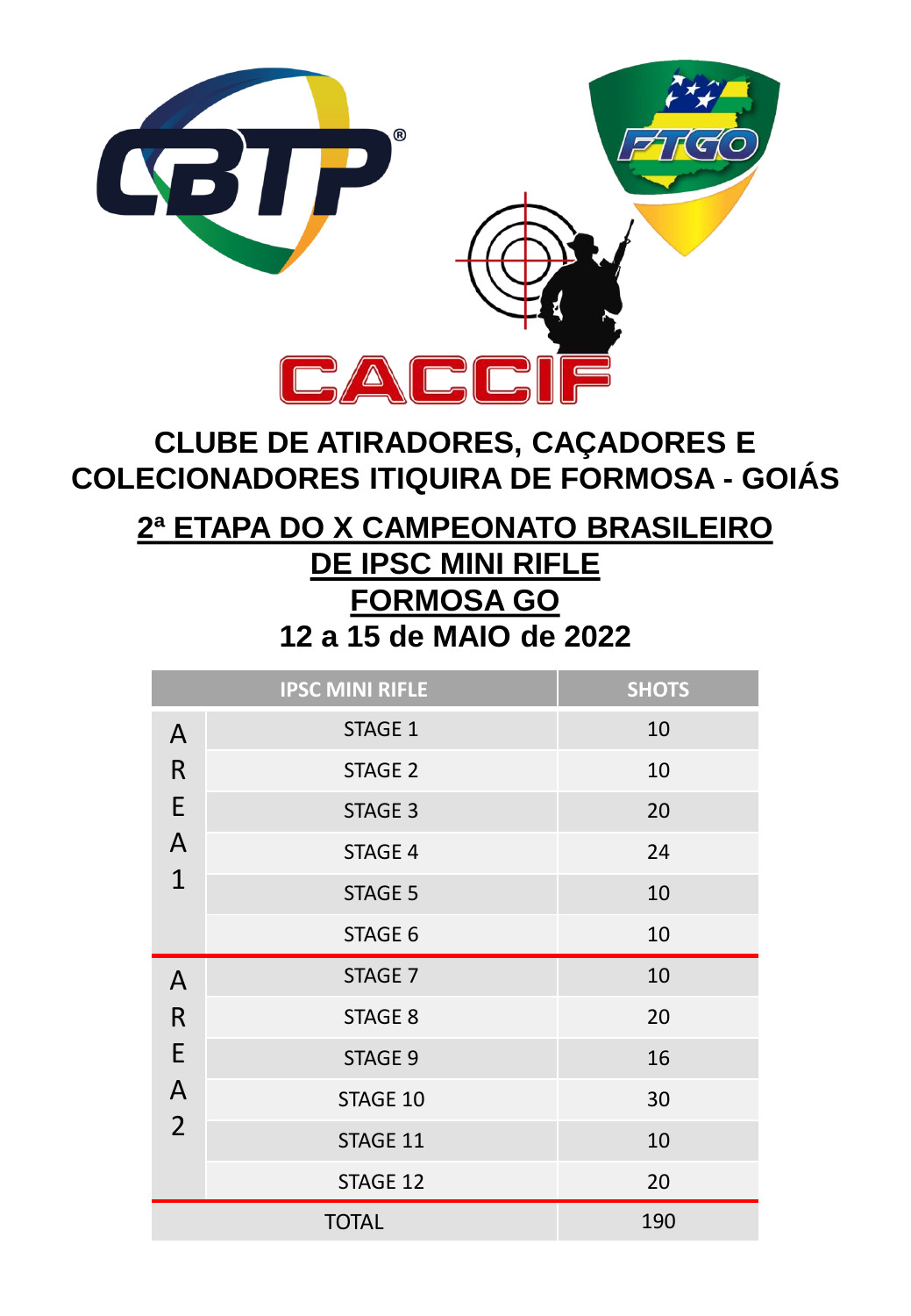CBTP

FTGO

CACCIF

# CLUBE DE ATIRADORES, CAÇADORES E COLECIONADORES ITIQUIRA DE FORMOSA - GOIÁS

## 2ª ETAPA DO X CAMPEONATO BRASILEIRO DE IPSC MINI RIFLE FORMOSA GO

## 12 a 15 de MAIO de 2022

| IPSC MINI RIFLE | | SHOTS |
|---|---|---|
| AREA 1 | STAGE 1 | 10 |
| | STAGE 2 | 10 |
| | STAGE 3 | 20 |
| | STAGE 4 | 24 |
| | STAGE 5 | 10 |
| | STAGE 6 | 10 |
| AREA 2 | STAGE 7 | 10 |
| | STAGE 8 | 20 |
| | STAGE 9 | 16 |
| | STAGE 10 | 30 |
| | STAGE 11 | 10 |
| | STAGE 12 | 20 |
| TOTAL | | 190 |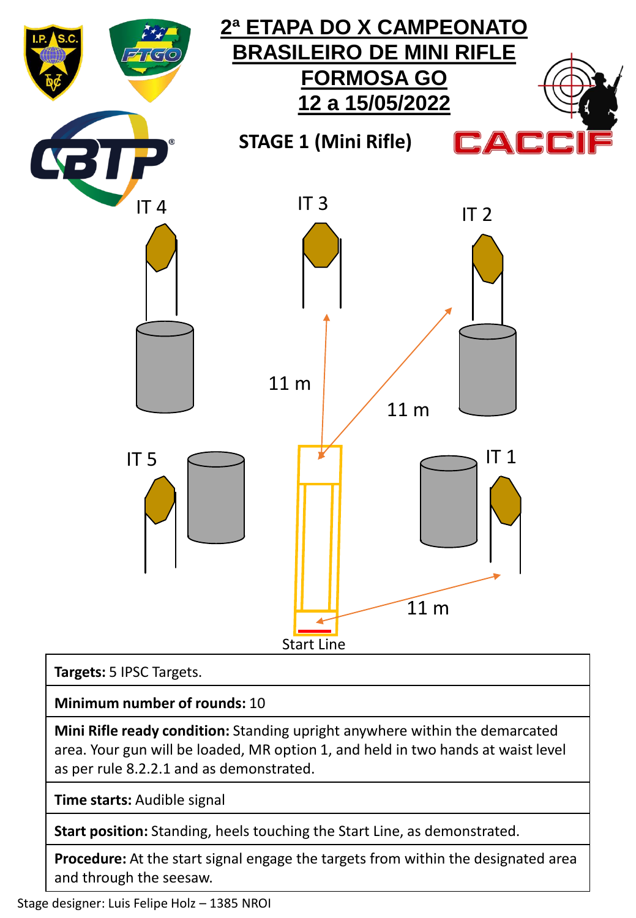# 2ª ETAPA DO X CAMPEONATO BRASILEIRO DE MINI RIFLE FORMOSA GO 12 a 15/05/2022

## STAGE 1 (Mini Rifle)

IT 4
IT 3
IT 2
11 m
11 m
IT 5
IT 1
11 m
Start Line

| | |
|---|---|
| **Targets:** 5 IPSC Targets. | |
| **Minimum number of rounds:** 10 | |
| **Mini Rifle ready condition:** Standing upright anywhere within the demarcated area. Your gun will be loaded, MR option 1, and held in two hands at waist level as per rule 8.2.2.1 and as demonstrated. | |
| **Time starts:** Audible signal | |
| **Start position:** Standing, heels touching the Start Line, as demonstrated. | |
| **Procedure:** At the start signal engage the targets from within the designated area and through the seesaw. | |

Stage designer: Luis Felipe Holz – 1385 NROI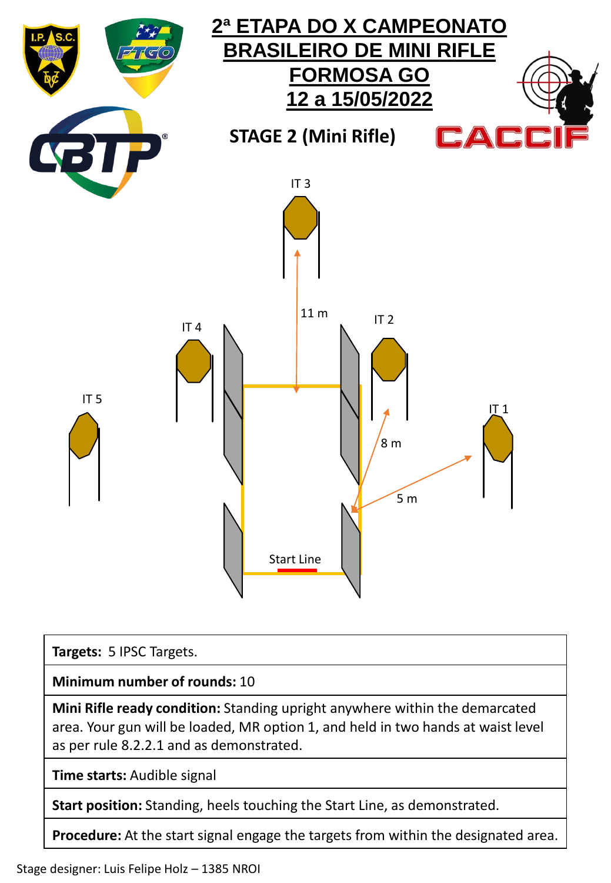# 2ª ETAPA DO X CAMPEONATO BRASILEIRO DE MINI RIFLE FORMOSA GO 12 a 15/05/2022

## STAGE 2 (Mini Rifle)

IT 3

11 m

IT 4

IT 2

IT 5

IT 1

8 m

5 m

Start Line

| | |
|---|---|
| **Targets:** 5 IPSC Targets. | |
| **Minimum number of rounds:** 10 | |
| **Mini Rifle ready condition:** Standing upright anywhere within the demarcated area. Your gun will be loaded, MR option 1, and held in two hands at waist level as per rule 8.2.2.1 and as demonstrated. | |
| **Time starts:** Audible signal | |
| **Start position:** Standing, heels touching the Start Line, as demonstrated. | |
| **Procedure:** At the start signal engage the targets from within the designated area. | |

Stage designer: Luis Felipe Holz – 1385 NROI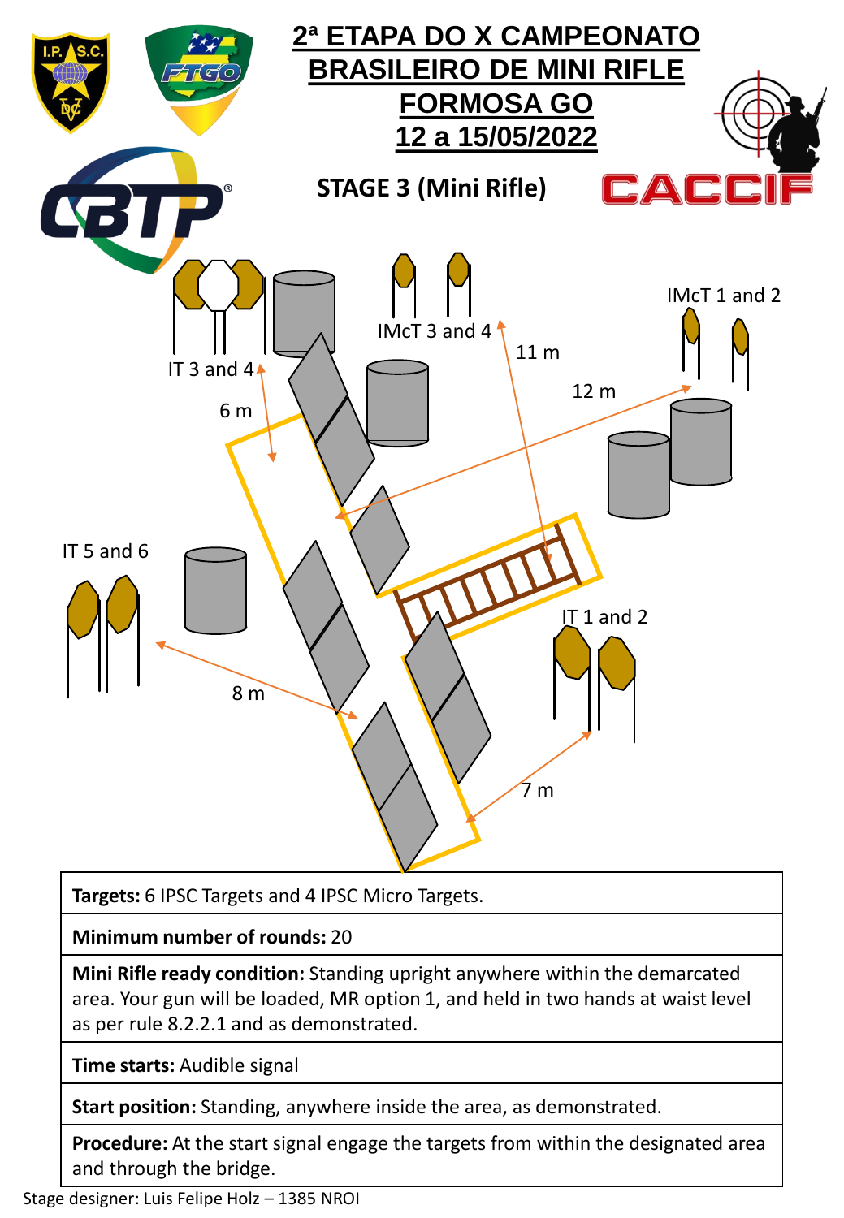# 2ª ETAPA DO X CAMPEONATO BRASILEIRO DE MINI RIFLE FORMOSA GO 12 a 15/05/2022

## STAGE 3 (Mini Rifle)

IT 3 and 4

IMcT 3 and 4

IMcT 1 and 2

6 m

11 m

12 m

IT 5 and 6

IT 1 and 2

8 m

7 m

| |
|---|
| **Targets:** 6 IPSC Targets and 4 IPSC Micro Targets. |
| **Minimum number of rounds:** 20 |
| **Mini Rifle ready condition:** Standing upright anywhere within the demarcated area. Your gun will be loaded, MR option 1, and held in two hands at waist level as per rule 8.2.2.1 and as demonstrated. |
| **Time starts:** Audible signal |
| **Start position:** Standing, anywhere inside the area, as demonstrated. |
| **Procedure:** At the start signal engage the targets from within the designated area and through the bridge. |

Stage designer: Luis Felipe Holz – 1385 NROI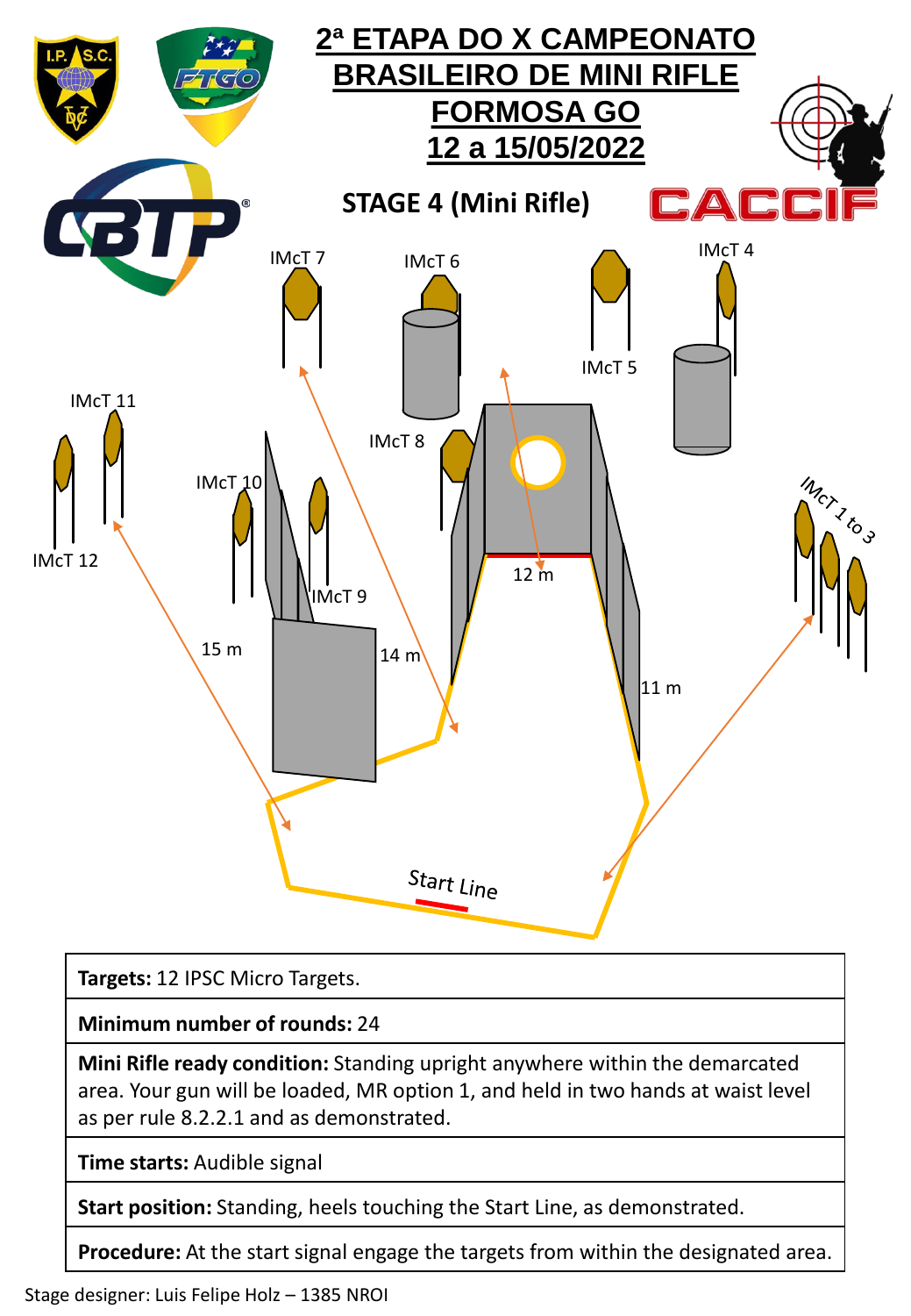# 2ª ETAPA DO X CAMPEONATO BRASILEIRO DE MINI RIFLE FORMOSA GO 12 a 15/05/2022

## STAGE 4 (Mini Rifle)

IMcT 7
IMcT 6
IMcT 4
IMcT 5
IMcT 11
IMcT 8
IMcT 10
IMcT 1 to 3
IMcT 12
IMcT 9
12 m
15 m
14 m
11 m
Start Line

| | |
|---|---|
| **Targets:** 12 IPSC Micro Targets. | |
| **Minimum number of rounds:** 24 | |
| **Mini Rifle ready condition:** Standing upright anywhere within the demarcated area. Your gun will be loaded, MR option 1, and held in two hands at waist level as per rule 8.2.2.1 and as demonstrated. | |
| **Time starts:** Audible signal | |
| **Start position:** Standing, heels touching the Start Line, as demonstrated. | |
| **Procedure:** At the start signal engage the targets from within the designated area. | |

Stage designer: Luis Felipe Holz – 1385 NROI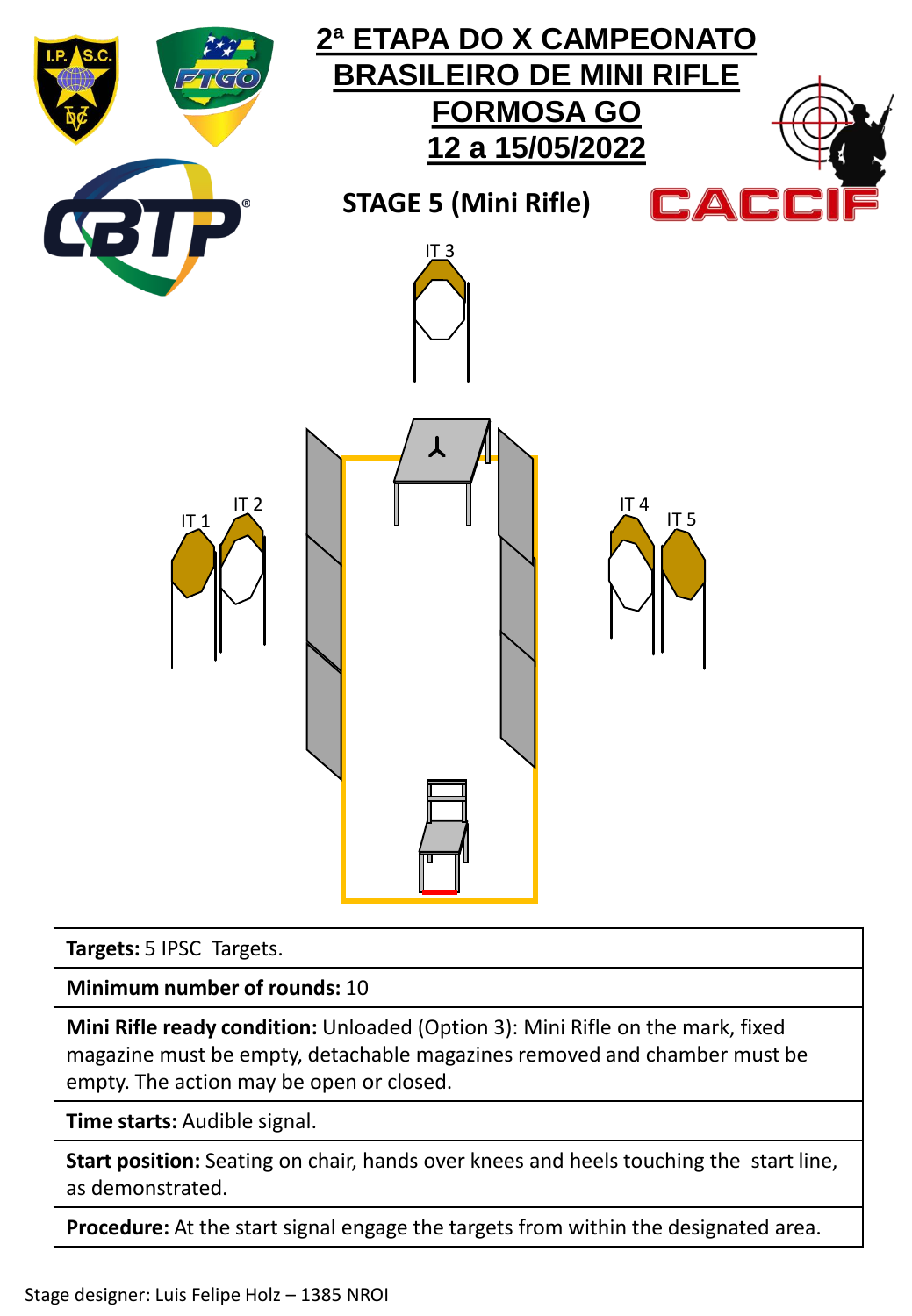# 2ª ETAPA DO X CAMPEONATO BRASILEIRO DE MINI RIFLE FORMOSA GO 12 a 15/05/2022

## STAGE 5 (Mini Rifle)

IT 3

IT 1

IT 2

IT 4

IT 5

| | |
|---|
| **Targets:** 5 IPSC Targets. |
| **Minimum number of rounds:** 10 |
| **Mini Rifle ready condition:** Unloaded (Option 3): Mini Rifle on the mark, fixed magazine must be empty, detachable magazines removed and chamber must be empty. The action may be open or closed. |
| **Time starts:** Audible signal. |
| **Start position:** Seating on chair, hands over knees and heels touching the start line, as demonstrated. |
| **Procedure:** At the start signal engage the targets from within the designated area. |

Stage designer: Luis Felipe Holz – 1385 NROI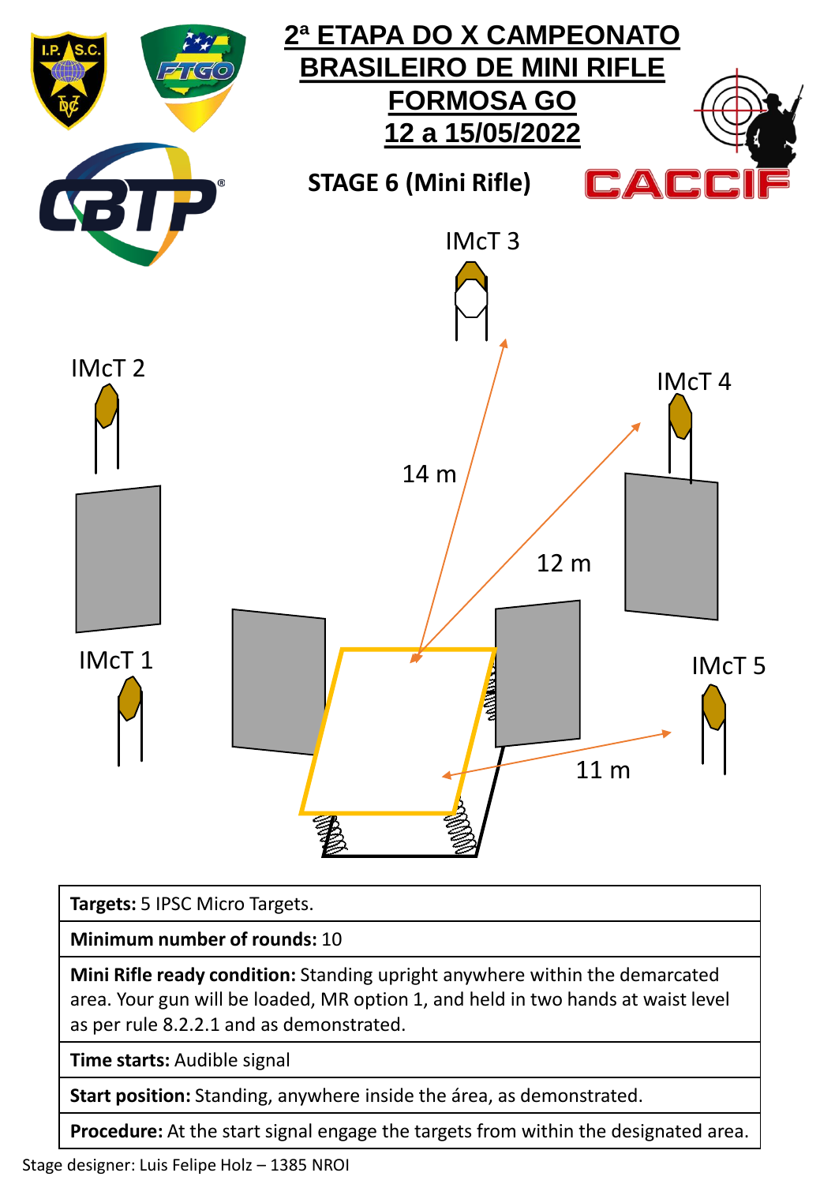# 2ª ETAPA DO X CAMPEONATO BRASILEIRO DE MINI RIFLE FORMOSA GO 12 a 15/05/2022

## STAGE 6 (Mini Rifle)

IMcT 3

IMcT 2

IMcT 4

14 m

12 m

IMcT 1

IMcT 5

11 m

| | |
|---|---|
| **Targets:** 5 IPSC Micro Targets. | |
| **Minimum number of rounds:** 10 | |
| **Mini Rifle ready condition:** Standing upright anywhere within the demarcated area. Your gun will be loaded, MR option 1, and held in two hands at waist level as per rule 8.2.2.1 and as demonstrated. | |
| **Time starts:** Audible signal | |
| **Start position:** Standing, anywhere inside the área, as demonstrated. | |
| **Procedure:** At the start signal engage the targets from within the designated area. | |

Stage designer: Luis Felipe Holz – 1385 NROI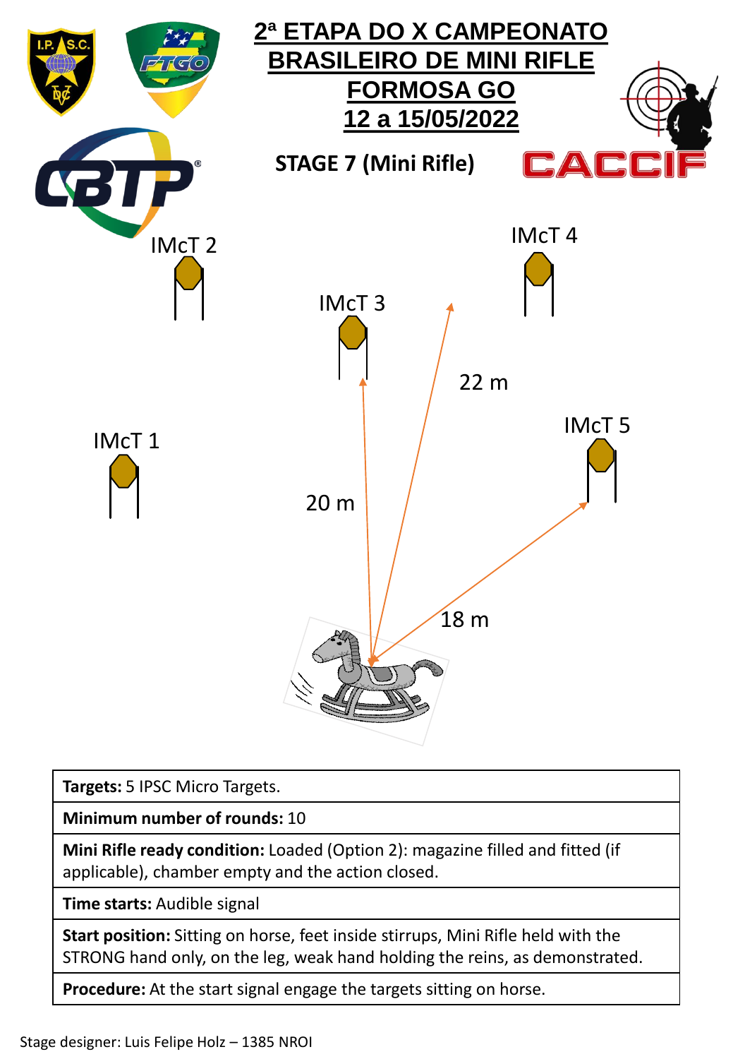# 2ª ETAPA DO X CAMPEONATO BRASILEIRO DE MINI RIFLE FORMOSA GO 12 a 15/05/2022

## STAGE 7 (Mini Rifle)

IMcT 2

IMcT 4

IMcT 3

22 m

IMcT 1

IMcT 5

20 m

18 m

| | |
|---|
| **Targets:** 5 IPSC Micro Targets. |
| **Minimum number of rounds:** 10 |
| **Mini Rifle ready condition:** Loaded (Option 2): magazine filled and fitted (if applicable), chamber empty and the action closed. |
| **Time starts:** Audible signal |
| **Start position:** Sitting on horse, feet inside stirrups, Mini Rifle held with the STRONG hand only, on the leg, weak hand holding the reins, as demonstrated. |
| **Procedure:** At the start signal engage the targets sitting on horse. |

Stage designer: Luis Felipe Holz – 1385 NROI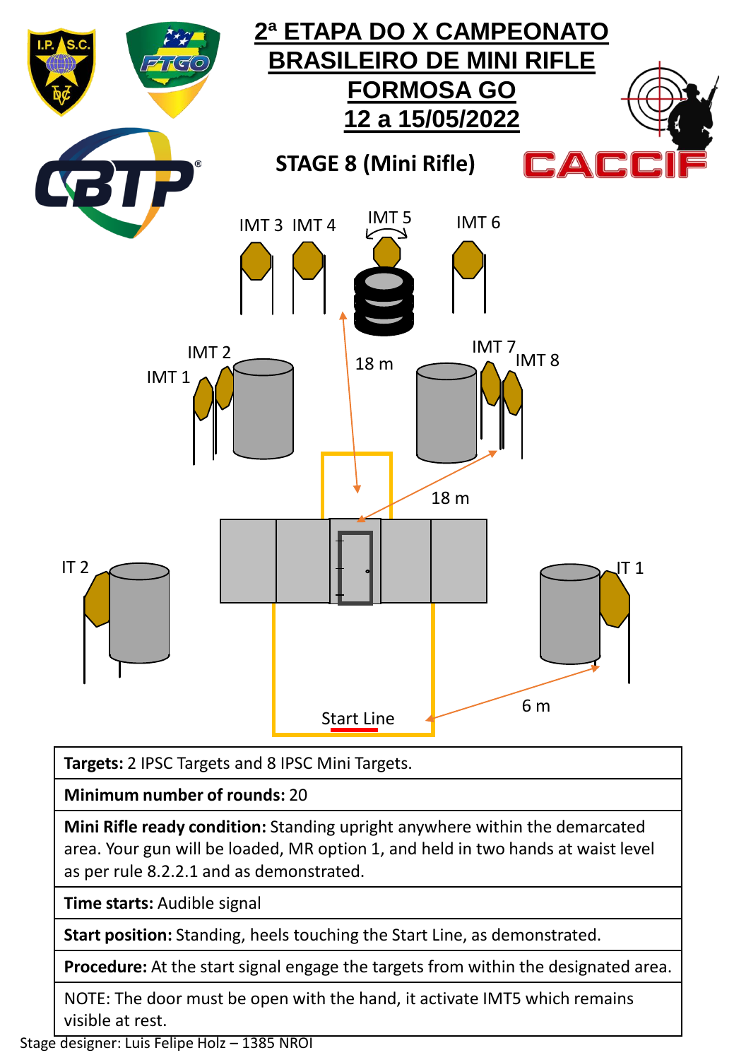# 2ª ETAPA DO X CAMPEONATO BRASILEIRO DE MINI RIFLE FORMOSA GO 12 a 15/05/2022

## STAGE 8 (Mini Rifle)

IMT 3 IMT 4 IMT 5 IMT 6

IMT 2 IMT 1 18 m IMT 7 IMT 8

18 m

IT 2 IT 1

6 m

Start Line

| | |
|---|---|
| **Targets:** 2 IPSC Targets and 8 IPSC Mini Targets. | |
| **Minimum number of rounds:** 20 | |
| **Mini Rifle ready condition:** Standing upright anywhere within the demarcated area. Your gun will be loaded, MR option 1, and held in two hands at waist level as per rule 8.2.2.1 and as demonstrated. | |
| **Time starts:** Audible signal | |
| **Start position:** Standing, heels touching the Start Line, as demonstrated. | |
| **Procedure:** At the start signal engage the targets from within the designated area. | |
| NOTE: The door must be open with the hand, it activate IMT5 which remains visible at rest. | |

Stage designer: Luis Felipe Holz – 1385 NROI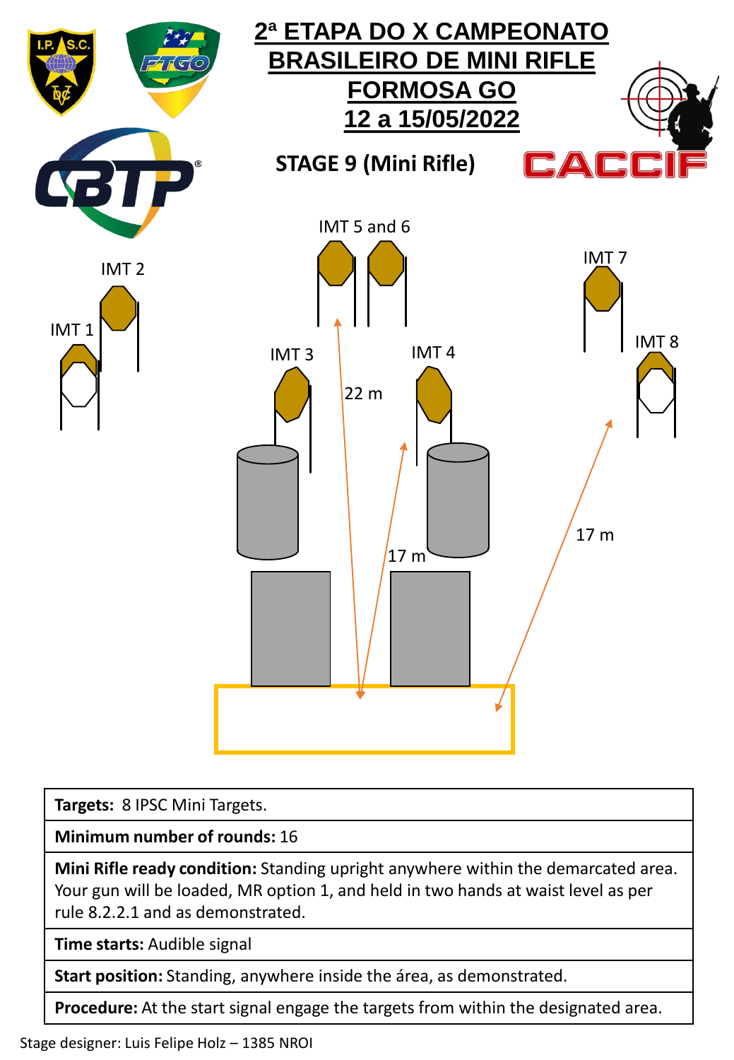# 2ª ETAPA DO X CAMPEONATO BRASILEIRO DE MINI RIFLE FORMOSA GO 12 a 15/05/2022

## STAGE 9 (Mini Rifle)

IMT 5 and 6

IMT 7

IMT 2

IMT 1

IMT 3

IMT 4

IMT 8

22 m

17 m

17 m

| | |
|---|---|
| **Targets:** 8 IPSC Mini Targets. | |
| **Minimum number of rounds:** 16 | |
| **Mini Rifle ready condition:** Standing upright anywhere within the demarcated area. Your gun will be loaded, MR option 1, and held in two hands at waist level as per rule 8.2.2.1 and as demonstrated. | |
| **Time starts:** Audible signal | |
| **Start position:** Standing, anywhere inside the área, as demonstrated. | |
| **Procedure:** At the start signal engage the targets from within the designated area. | |

Stage designer: Luis Felipe Holz – 1385 NROI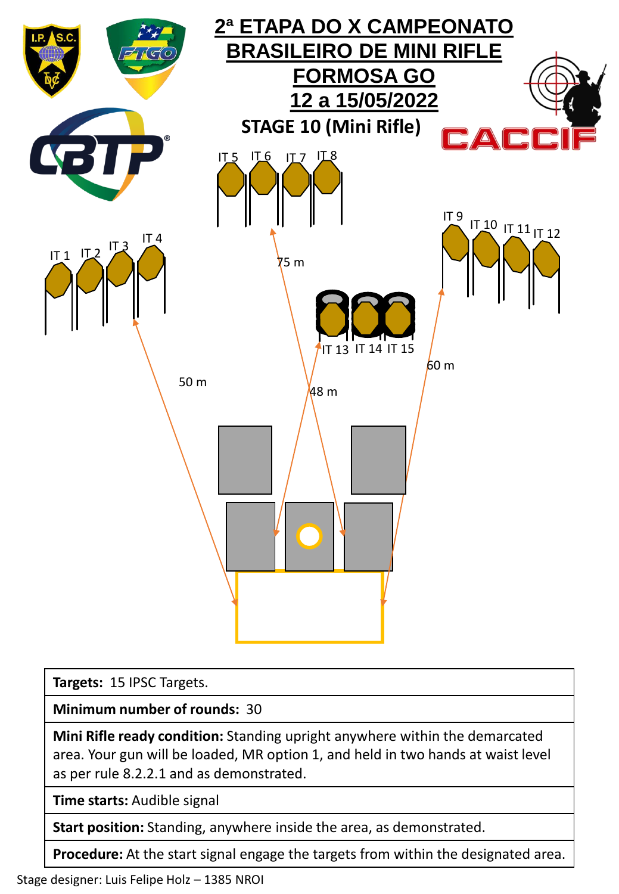# 2ª ETAPA DO X CAMPEONATO BRASILEIRO DE MINI RIFLE FORMOSA GO 12 a 15/05/2022

## STAGE 10 (Mini Rifle)

IT 1 IT 2 IT 3 IT 4

IT 5 IT 6 IT 7 IT 8

IT 9 IT 10 IT 11 IT 12

IT 13 IT 14 IT 15

50 m

75 m

48 m

60 m

| | |
|---|
| **Targets:** 15 IPSC Targets. |
| **Minimum number of rounds:** 30 |
| **Mini Rifle ready condition:** Standing upright anywhere within the demarcated area. Your gun will be loaded, MR option 1, and held in two hands at waist level as per rule 8.2.2.1 and as demonstrated. |
| **Time starts:** Audible signal |
| **Start position:** Standing, anywhere inside the area, as demonstrated. |
| **Procedure:** At the start signal engage the targets from within the designated area. |

Stage designer: Luis Felipe Holz – 1385 NROI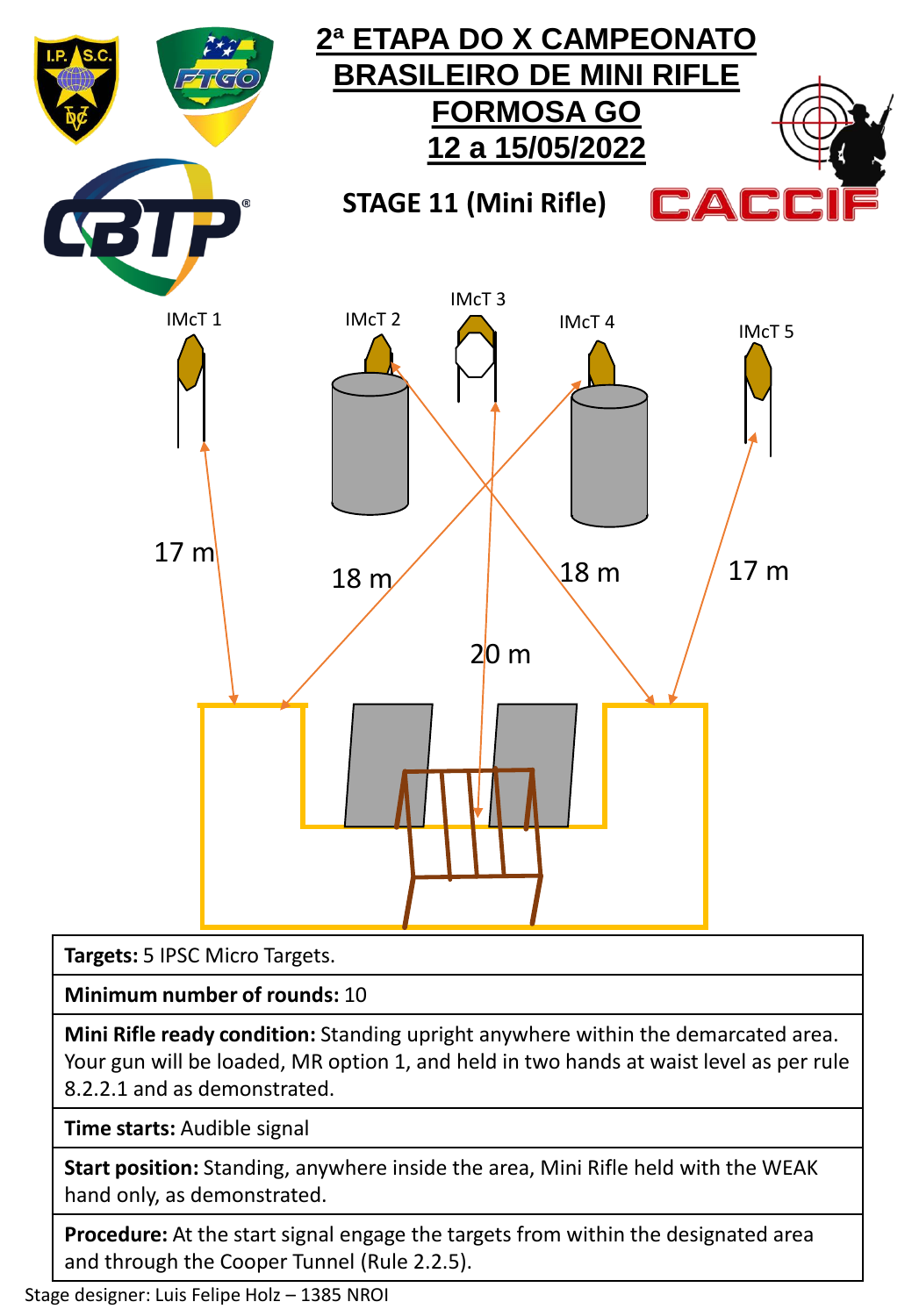# 2ª ETAPA DO X CAMPEONATO BRASILEIRO DE MINI RIFLE FORMOSA GO 12 a 15/05/2022

## STAGE 11 (Mini Rifle)

IMcT 1
IMcT 2
IMcT 3
IMcT 4
IMcT 5

17 m
18 m
20 m
18 m
17 m

| | |
|---|---|
| **Targets:** 5 IPSC Micro Targets. | |
| **Minimum number of rounds:** 10 | |
| **Mini Rifle ready condition:** Standing upright anywhere within the demarcated area. Your gun will be loaded, MR option 1, and held in two hands at waist level as per rule 8.2.2.1 and as demonstrated. | |
| **Time starts:** Audible signal | |
| **Start position:** Standing, anywhere inside the area, Mini Rifle held with the WEAK hand only, as demonstrated. | |
| **Procedure:** At the start signal engage the targets from within the designated area and through the Cooper Tunnel (Rule 2.2.5). | |

Stage designer: Luis Felipe Holz – 1385 NROI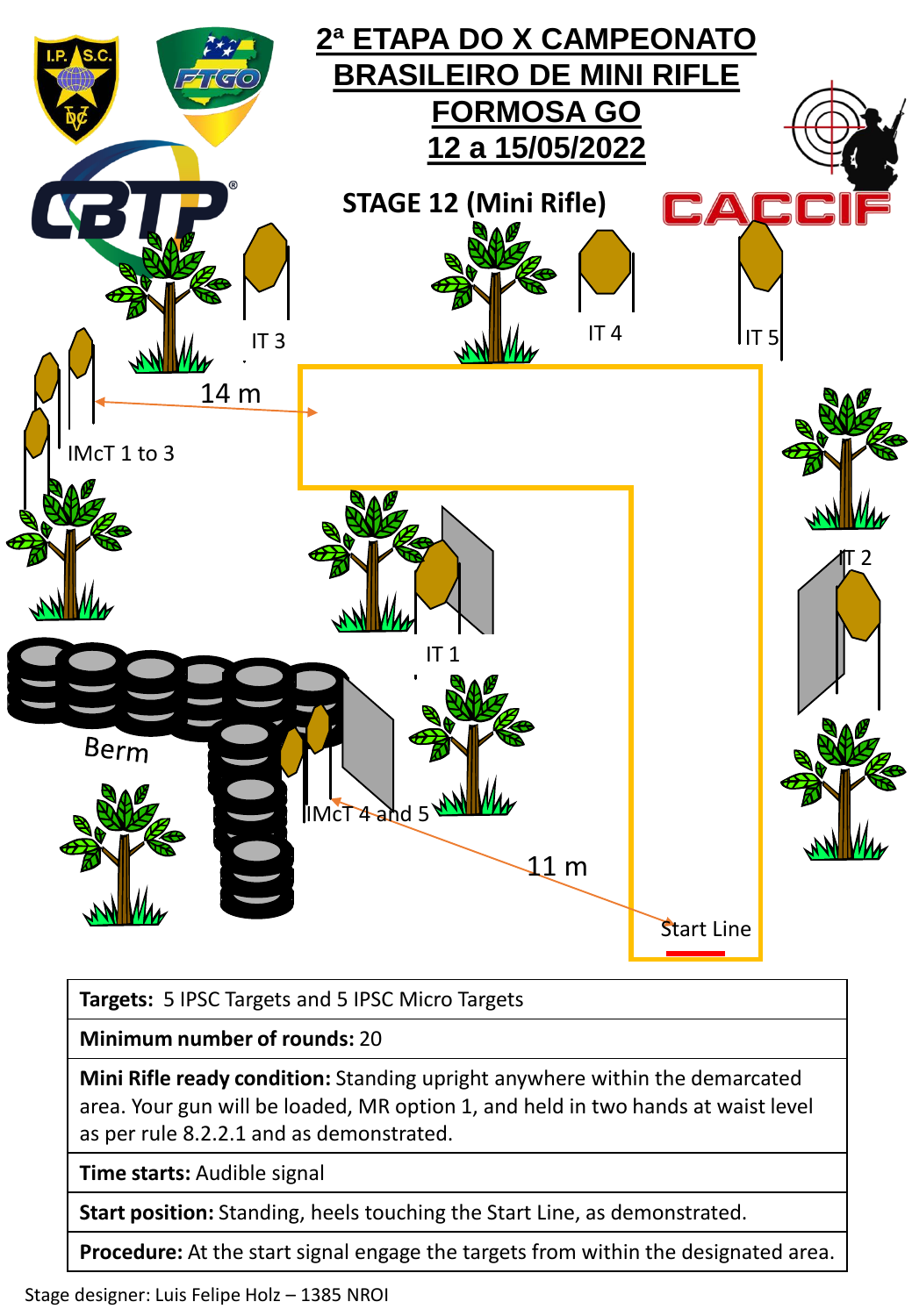# 2ª ETAPA DO X CAMPEONATO BRASILEIRO DE MINI RIFLE FORMOSA GO 12 a 15/05/2022

## STAGE 12 (Mini Rifle)

IT 3

IT 4

IT 5

14 m

IMcT 1 to 3

IT 2

IT 1

Berm

IMcT 4 and 5

11 m

Start Line

| | |
|---|---|
| **Targets:** 5 IPSC Targets and 5 IPSC Micro Targets | |
| **Minimum number of rounds:** 20 | |
| **Mini Rifle ready condition:** Standing upright anywhere within the demarcated area. Your gun will be loaded, MR option 1, and held in two hands at waist level as per rule 8.2.2.1 and as demonstrated. | |
| **Time starts:** Audible signal | |
| **Start position:** Standing, heels touching the Start Line, as demonstrated. | |
| **Procedure:** At the start signal engage the targets from within the designated area. | |

Stage designer: Luis Felipe Holz – 1385 NROI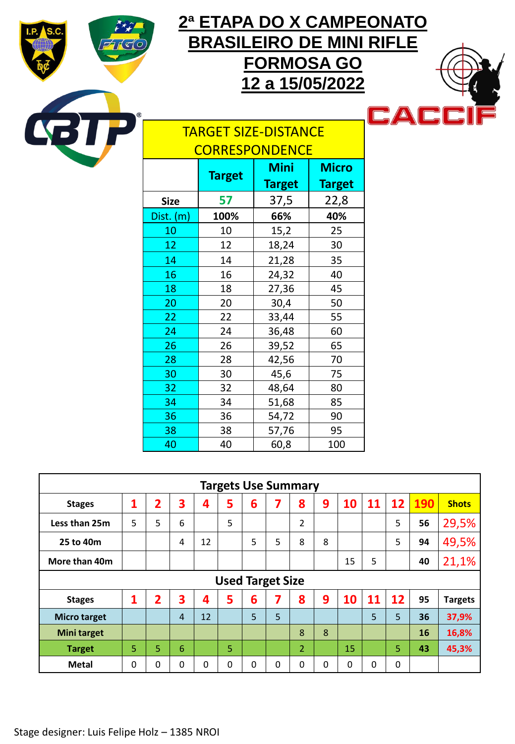# 2ª ETAPA DO X CAMPEONATO BRASILEIRO DE MINI RIFLE

## FORMOSA GO

## 12 a 15/05/2022

CACCIF

| TARGET SIZE-DISTANCE CORRESPONDENCE | | | |
|---|---|---|---|
| | Target | Mini Target | Micro Target |
| Size | 57 | 37,5 | 22,8 |
| Dist. (m) | 100% | 66% | 40% |
| 10 | 10 | 15,2 | 25 |
| 12 | 12 | 18,24 | 30 |
| 14 | 14 | 21,28 | 35 |
| 16 | 16 | 24,32 | 40 |
| 18 | 18 | 27,36 | 45 |
| 20 | 20 | 30,4 | 50 |
| 22 | 22 | 33,44 | 55 |
| 24 | 24 | 36,48 | 60 |
| 26 | 26 | 39,52 | 65 |
| 28 | 28 | 42,56 | 70 |
| 30 | 30 | 45,6 | 75 |
| 32 | 32 | 48,64 | 80 |
| 34 | 34 | 51,68 | 85 |
| 36 | 36 | 54,72 | 90 |
| 38 | 38 | 57,76 | 95 |
| 40 | 40 | 60,8 | 100 |

| Targets Use Summary | | | | | | | | | | | | | | |
|---|---|---|---|---|---|---|---|---|---|---|---|---|---|---|
| Stages | 1 | 2 | 3 | 4 | 5 | 6 | 7 | 8 | 9 | 10 | 11 | 12 | 190 | Shots |
| Less than 25m | 5 | 5 | 6 | | 5 | | | 2 | | | | 5 | 56 | 29,5% |
| 25 to 40m | | | 4 | 12 | | 5 | 5 | 8 | 8 | | | 5 | 94 | 49,5% |
| More than 40m | | | | | | | | | | 15 | 5 | | 40 | 21,1% |
| **Used Target Size** | | | | | | | | | | | | | | |
| Stages | 1 | 2 | 3 | 4 | 5 | 6 | 7 | 8 | 9 | 10 | 11 | 12 | 95 | Targets |
| Micro target | | | 4 | 12 | | 5 | 5 | | | | 5 | 5 | 36 | 37,9% |
| Mini target | | | | | | | | 8 | 8 | | | | 16 | 16,8% |
| Target | 5 | 5 | 6 | | 5 | | | 2 | | 15 | | 5 | 43 | 45,3% |
| Metal | 0 | 0 | 0 | 0 | 0 | 0 | 0 | 0 | 0 | 0 | 0 | 0 | | |

Stage designer: Luis Felipe Holz – 1385 NROI